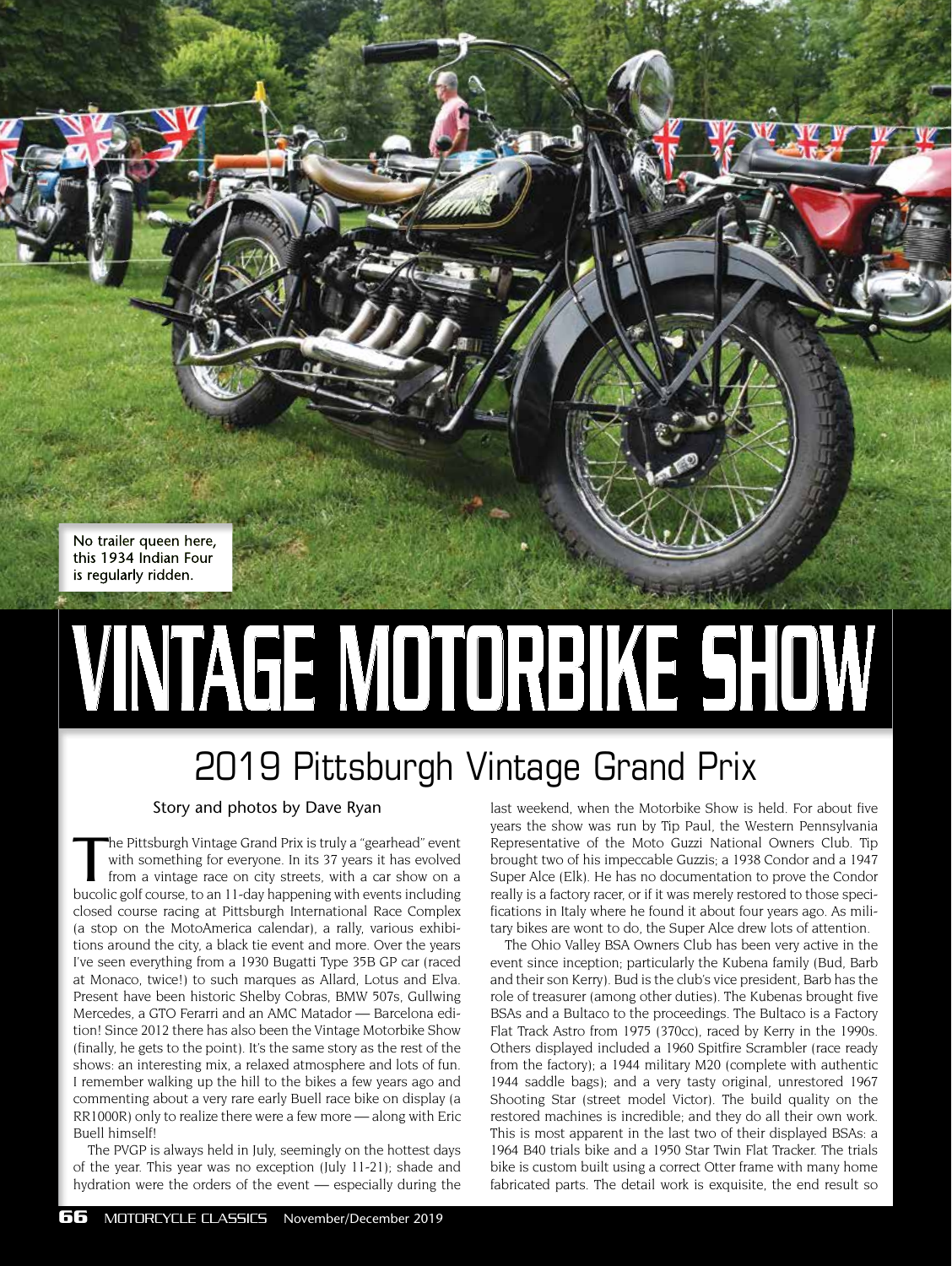No trailer queen here, this 1934 Indian Four is regularly ridden.

# VINTAGE MOTORBIKE SHOW

## 2019 Pittsburgh Vintage Grand Prix

Story and photos by Dave Ryan

The Pittsburgh Vintage Grand Prix is truly a "gearhead" event with something for everyone. In its 37 years it has evolved from a vintage race on city streets, with a car show on a bucolic golf course, to an 11-day happening with events including closed course racing at Pittsburgh International Race Complex (a stop on the MotoAmerica calendar), a rally, various exhibitions around the city, a black tie event and more. Over the years I've seen everything from a 1930 Bugatti Type 35B GP car (raced at Monaco, twice!) to such marques as Allard, Lotus and Elva. Present have been historic Shelby Cobras, BMW 507s, Gullwing Mercedes, a GTO Ferarri and an AMC Matador — Barcelona edition! Since 2012 there has also been the Vintage Motorbike Show (finally, he gets to the point). It's the same story as the rest of the shows: an interesting mix, a relaxed atmosphere and lots of fun. I remember walking up the hill to the bikes a few years ago and commenting about a very rare early Buell race bike on display (a RR1000R) only to realize there were a few more — along with Eric Buell himself!

The PVGP is always held in July, seemingly on the hottest days of the year. This year was no exception (July 11-21); shade and hydration were the orders of the event — especially during the last weekend, when the Motorbike Show is held. For about five years the show was run by Tip Paul, the Western Pennsylvania Representative of the Moto Guzzi National Owners Club. Tip brought two of his impeccable Guzzis; a 1938 Condor and a 1947 Super Alce (Elk). He has no documentation to prove the Condor really is a factory racer, or if it was merely restored to those specifications in Italy where he found it about four years ago. As military bikes are wont to do, the Super Alce drew lots of attention.

The Ohio Valley BSA Owners Club has been very active in the event since inception; particularly the Kubena family (Bud, Barb and their son Kerry). Bud is the club's vice president, Barb has the role of treasurer (among other duties). The Kubenas brought five BSAs and a Bultaco to the proceedings. The Bultaco is a Factory Flat Track Astro from 1975 (370cc), raced by Kerry in the 1990s. Others displayed included a 1960 Spitfire Scrambler (race ready from the factory); a 1944 military M20 (complete with authentic 1944 saddle bags); and a very tasty original, unrestored 1967 Shooting Star (street model Victor). The build quality on the restored machines is incredible; and they do all their own work. This is most apparent in the last two of their displayed BSAs: a 1964 B40 trials bike and a 1950 Star Twin Flat Tracker. The trials bike is custom built using a correct Otter frame with many home fabricated parts. The detail work is exquisite, the end result so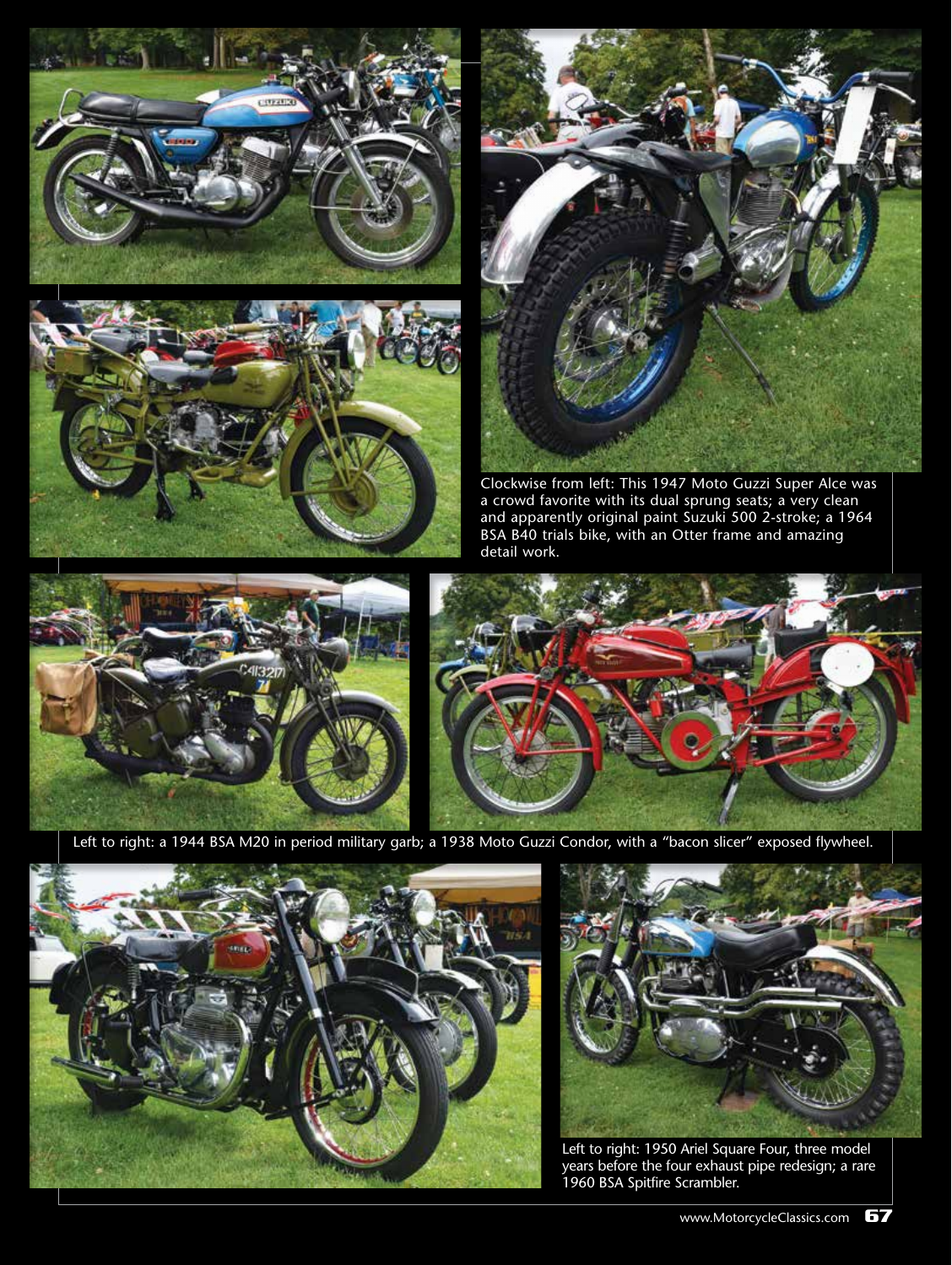Clockwise from left: This 1947 Moto Guzzi Super Alce was a crowd favorite with its dual sprung seats; a very clean and apparently original paint Suzuki 500 2-stroke; a 1964 BSA B40 trials bike, with an Otter frame and amazing detail work.

Left to right: a 1944 BSA M20 in period military garb; a 1938 Moto Guzzi Condor, with a "bacon slicer" exposed flywheel.

Left to right: 1950 Ariel Square Four, three model years before the four exhaust pipe redesign; a rare 1960 BSA Spitfire Scrambler.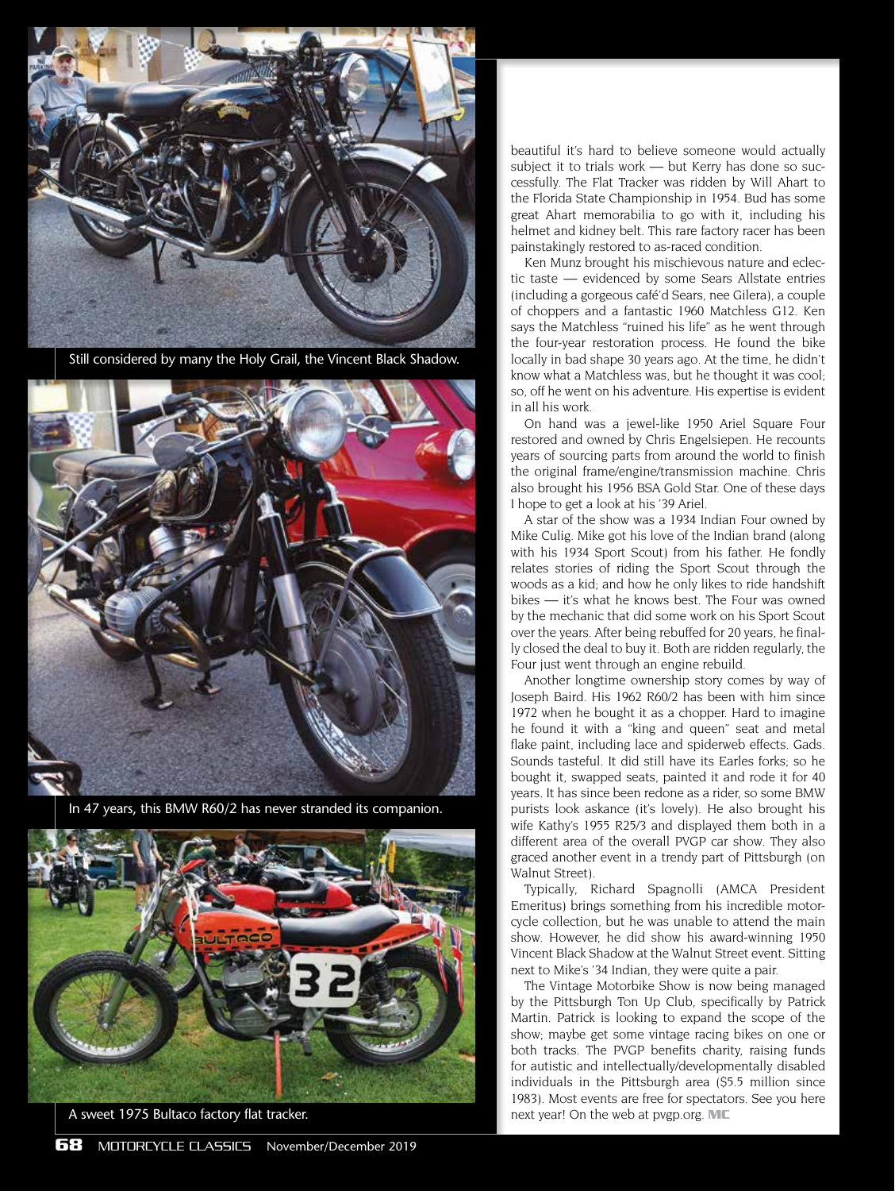Still considered by many the Holy Grail, the Vincent Black Shadow.

In 47 years, this BMW R60/2 has never stranded its companion.

A sweet 1975 Bultaco factory flat tracker.

beautiful it's hard to believe someone would actually subject it to trials work — but Kerry has done so successfully. The Flat Tracker was ridden by Will Ahart to the Florida State Championship in 1954. Bud has some great Ahart memorabilia to go with it, including his helmet and kidney belt. This rare factory racer has been painstakingly restored to as-raced condition.

Ken Munz brought his mischievous nature and eclectic taste — evidenced by some Sears Allstate entries (including a gorgeous café'd Sears, nee Gilera), a couple of choppers and a fantastic 1960 Matchless G12. Ken says the Matchless "ruined his life" as he went through the four-year restoration process. He found the bike locally in bad shape 30 years ago. At the time, he didn't know what a Matchless was, but he thought it was cool; so, off he went on his adventure. His expertise is evident in all his work.

On hand was a jewel-like 1950 Ariel Square Four restored and owned by Chris Engelsiepen. He recounts years of sourcing parts from around the world to finish the original frame/engine/transmission machine. Chris also brought his 1956 BSA Gold Star. One of these days I hope to get a look at his '39 Ariel.

A star of the show was a 1934 Indian Four owned by Mike Culig. Mike got his love of the Indian brand (along with his 1934 Sport Scout) from his father. He fondly relates stories of riding the Sport Scout through the woods as a kid; and how he only likes to ride handshift bikes — it's what he knows best. The Four was owned by the mechanic that did some work on his Sport Scout over the years. After being rebuffed for 20 years, he finally closed the deal to buy it. Both are ridden regularly, the Four just went through an engine rebuild.

Another longtime ownership story comes by way of Joseph Baird. His 1962 R60/2 has been with him since 1972 when he bought it as a chopper. Hard to imagine he found it with a "king and queen" seat and metal flake paint, including lace and spiderweb effects. Gads. Sounds tasteful. It did still have its Earles forks; so he bought it, swapped seats, painted it and rode it for 40 years. It has since been redone as a rider, so some BMW purists look askance (it's lovely). He also brought his wife Kathy's 1955 R25/3 and displayed them both in a different area of the overall PVGP car show. They also graced another event in a trendy part of Pittsburgh (on Walnut Street).

Typically, Richard Spagnolli (AMCA President Emeritus) brings something from his incredible motorcycle collection, but he was unable to attend the main show. However, he did show his award-winning 1950 Vincent Black Shadow at the Walnut Street event. Sitting next to Mike's '34 Indian, they were quite a pair.

The Vintage Motorbike Show is now being managed by the Pittsburgh Ton Up Club, specifically by Patrick Martin. Patrick is looking to expand the scope of the show; maybe get some vintage racing bikes on one or both tracks. The PVGP benefits charity, raising funds for autistic and intellectually/developmentally disabled individuals in the Pittsburgh area ($5.5 million since 1983). Most events are free for spectators. See you here next year! On the web at pvgp.org. MC